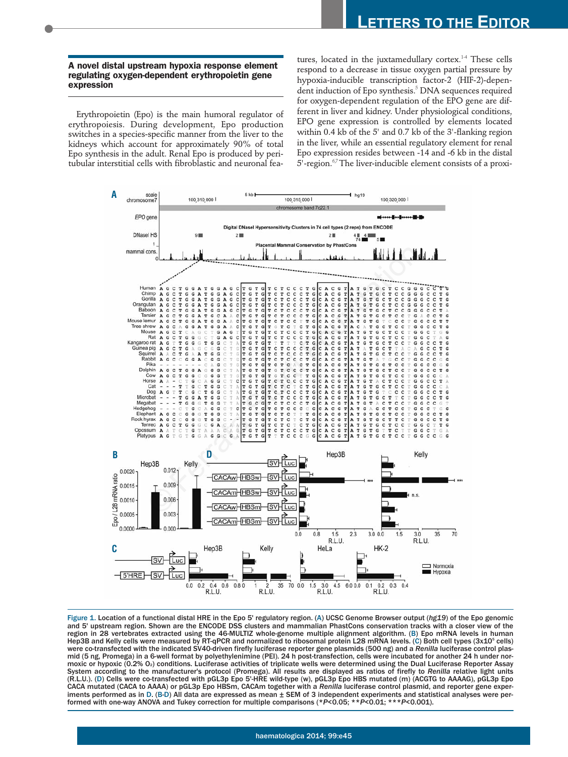## A novel distal upstream hypoxia response element regulating oxygen-dependent erythropoietin gene expression

Erythropoietin (Epo) is the main humoral regulator of erythropoiesis. During development, Epo production switches in a species-specific manner from the liver to the kidneys which account for approximately 90% of total Epo synthesis in the adult. Renal Epo is produced by peritubular interstitial cells with fibroblastic and neuronal features, located in the juxtamedullary cortex.[1-4] These cells respond to a decrease in tissue oxygen partial pressure by hypoxia-inducible transcription factor-2 (HIF-2)-dependent induction of Epo synthesis.[5] DNA sequences required for oxygen-dependent regulation of the EPO gene are different in liver and kidney. Under physiological conditions, EPO gene expression is controlled by elements located within 0.4 kb of the 5' and 0.7 kb of the 3'-flanking region in the liver, while an essential regulatory element for renal Epo expression resides between -14 and -6 kb in the distal 5'-region.[6,7] The liver-inducible element consists of a proxi-

Figure 1. Location of a functional distal HRE in the Epo 5' regulatory region. (A) UCSC Genome Browser output (*hg19*) of the Epo genomic and 5' upstream region. Shown are the ENCODE DSS clusters and mammalian PhastCons conservation tracks with a closer view of the region in 28 vertebrates extracted using the 46-MULTIZ whole-genome multiple alignment algorithm. (B) Epo mRNA levels in human Hep3B and Kelly cells were measured by RT-qPCR and normalized to ribosomal protein L28 mRNA levels. (C) Both cell types ($3x10^5$ cells) were co-transfected with the indicated SV40-driven firefly luciferase reporter gene plasmids (500 ng) and a *Renilla* luciferase control plasmid (5 ng, Promega) in a 6-well format by polyethylenimine (PEI). 24 h post-transfection, cells were incubated for another 24 h under normoxic or hypoxic (0.2% $O_2$) conditions. Luciferase activities of triplicate wells were determined using the Dual Luciferase Reporter Assay System according to the manufacturer's protocol (Promega). All results are displayed as ratios of firefly to *Renilla* relative light units (R.L.U.). (D) Cells were co-transfected with pGL3p Epo 5'-HRE wild-type (w), pGL3p Epo HBS mutated (m) (ACGTG to AAAAG), pGL3p Epo CACA mutated (CACA to AAAA) or pGL3p Epo HBSm, CACAm together with a *Renilla* luciferase control plasmid and reporter gene experiments performed as in D. (B-D) All data are expressed as mean ± SEM of 3 independent experiments and statistical analyses were performed with one-way ANOVA and Tukey correction for multiple comparisons (*$P$<0.05; **$P$<0.01; ***$P$<0.001).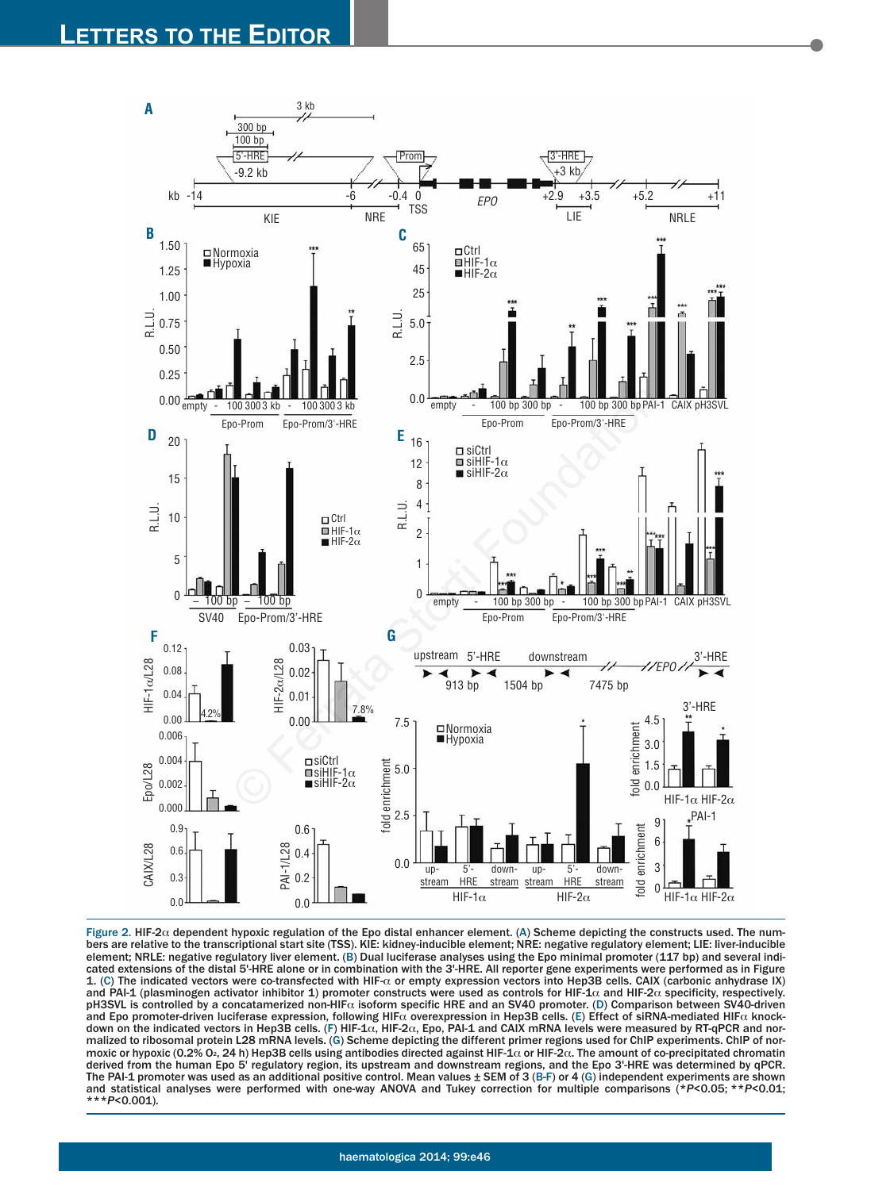Figure 2. HIF-2$\alpha$ dependent hypoxic regulation of the Epo distal enhancer element. (A) Scheme depicting the constructs used. The numbers are relative to the transcriptional start site (TSS). KIE: kidney-inducible element; NRE: negative regulatory element; LIE: liver-inducible element; NRLE: negative regulatory liver element. (B) Dual luciferase analyses using the Epo minimal promoter (117 bp) and several indicated extensions of the distal 5'-HRE alone or in combination with the 3'-HRE. All reporter gene experiments were performed as in Figure 1. (C) The indicated vectors were co-transfected with HIF-$\alpha$ or empty expression vectors into Hep3B cells. CAIX (carbonic anhydrase IX) and PAI-1 (plasminogen activator inhibitor 1) promoter constructs were used as controls for HIF-1$\alpha$ and HIF-2$\alpha$ specificity, respectively. pH3SVL is controlled by a concatamerized non-HIF$\alpha$ isoform specific HRE and an SV40 promoter. (D) Comparison between SV40-driven and Epo promoter-driven luciferase expression, following HIF$\alpha$ overexpression in Hep3B cells. (E) Effect of siRNA-mediated HIF$\alpha$ knockdown on the indicated vectors in Hep3B cells. (F) HIF-1$\alpha$, HIF-2$\alpha$, Epo, PAI-1 and CAIX mRNA levels were measured by RT-qPCR and normalized to ribosomal protein L28 mRNA levels. (G) Scheme depicting the different primer regions used for ChIP experiments. ChIP of normoxic or hypoxic (0.2% $O_2$, 24 h) Hep3B cells using antibodies directed against HIF-1$\alpha$ or HIF-2$\alpha$. The amount of co-precipitated chromatin derived from the human Epo 5' regulatory region, its upstream and downstream regions, and the Epo 3'-HRE was determined by qPCR. The PAI-1 promoter was used as an additional positive control. Mean values ± SEM of 3 (B-F) or 4 (G) independent experiments are shown and statistical analyses were performed with one-way ANOVA and Tukey correction for multiple comparisons (*$P$<0.05; **$P$<0.01; ***$P$<0.001).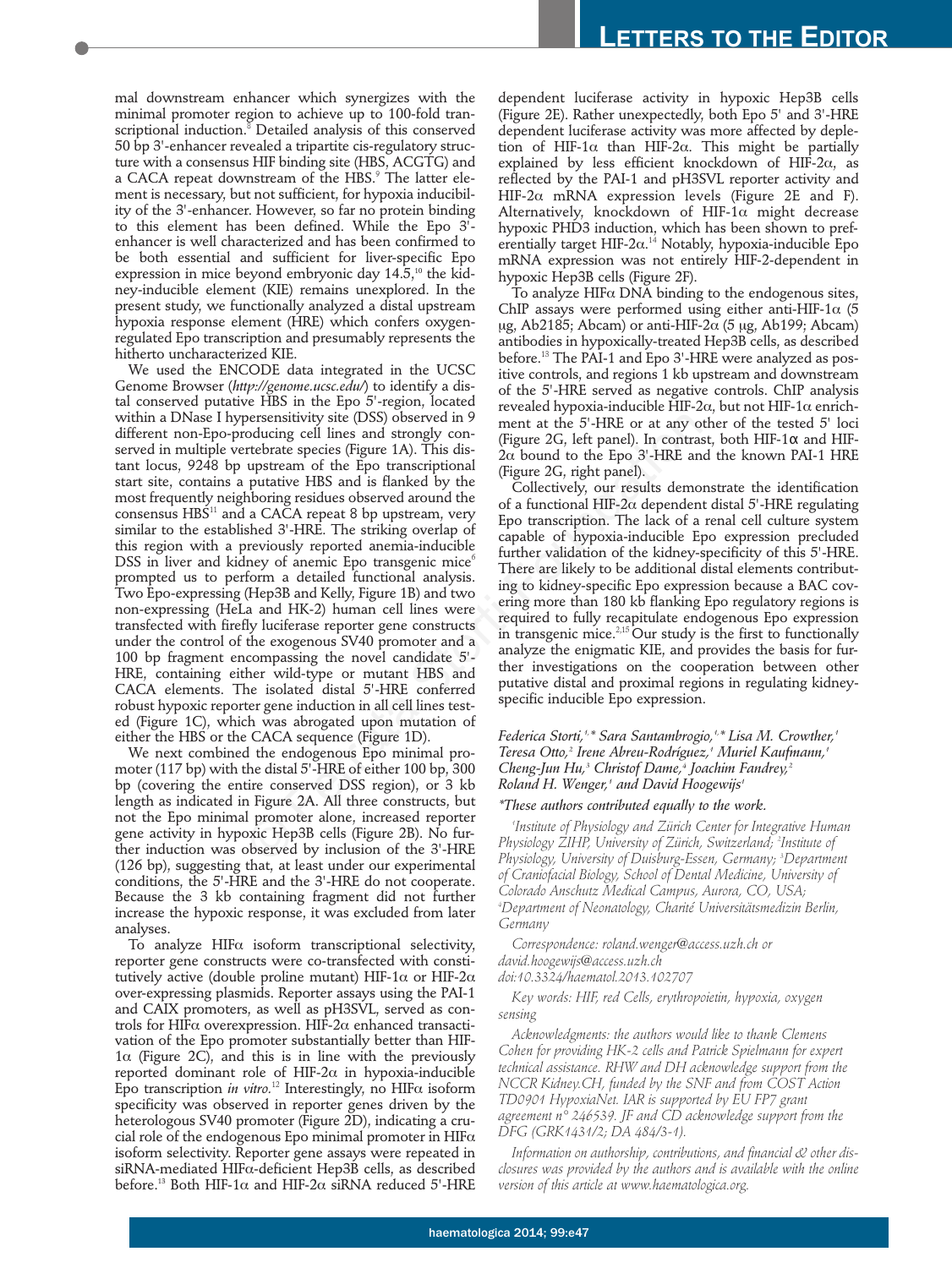mal downstream enhancer which synergizes with the minimal promoter region to achieve up to 100-fold transcriptional induction.[8] Detailed analysis of this conserved 50 bp 3'-enhancer revealed a tripartite cis-regulatory structure with a consensus HIF binding site (HBS, ACGTG) and a CACA repeat downstream of the HBS.[9] The latter element is necessary, but not sufficient, for hypoxia inducibility of the 3'-enhancer. However, so far no protein binding to this element has been defined. While the Epo 3'-enhancer is well characterized and has been confirmed to be both essential and sufficient for liver-specific Epo expression in mice beyond embryonic day 14.5,[10] the kidney-inducible element (KIE) remains unexplored. In the present study, we functionally analyzed a distal upstream hypoxia response element (HRE) which confers oxygen-regulated Epo transcription and presumably represents the hitherto uncharacterized KIE.

We used the ENCODE data integrated in the UCSC Genome Browser (*http://genome.ucsc.edu/*) to identify a distal conserved putative HBS in the Epo 5'-region, located within a DNase I hypersensitivity site (DSS) observed in 9 different non-Epo-producing cell lines and strongly conserved in multiple vertebrate species (Figure 1A). This distant locus, 9248 bp upstream of the Epo transcriptional start site, contains a putative HBS and is flanked by the most frequently neighboring residues observed around the consensus HBS[11] and a CACA repeat 8 bp upstream, very similar to the established 3'-HRE. The striking overlap of this region with a previously reported anemia-inducible DSS in liver and kidney of anemic Epo transgenic mice[6] prompted us to perform a detailed functional analysis. Two Epo-expressing (Hep3B and Kelly, Figure 1B) and two non-expressing (HeLa and HK-2) human cell lines were transfected with firefly luciferase reporter gene constructs under the control of the exogenous SV40 promoter and a 100 bp fragment encompassing the novel candidate 5'-HRE, containing either wild-type or mutant HBS and CACA elements. The isolated distal 5'-HRE conferred robust hypoxic reporter gene induction in all cell lines tested (Figure 1C), which was abrogated upon mutation of either the HBS or the CACA sequence (Figure 1D).

We next combined the endogenous Epo minimal promoter (117 bp) with the distal 5'-HRE of either 100 bp, 300 bp (covering the entire conserved DSS region), or 3 kb length as indicated in Figure 2A. All three constructs, but not the Epo minimal promoter alone, increased reporter gene activity in hypoxic Hep3B cells (Figure 2B). No further induction was observed by inclusion of the 3'-HRE (126 bp), suggesting that, at least under our experimental conditions, the 5'-HRE and the 3'-HRE do not cooperate. Because the 3 kb containing fragment did not further increase the hypoxic response, it was excluded from later analyses.

To analyze HIFα isoform transcriptional selectivity, reporter gene constructs were co-transfected with constitutively active (double proline mutant) HIF-1α or HIF-2α over-expressing plasmids. Reporter assays using the PAI-1 and CAIX promoters, as well as pH3SVL, served as controls for HIFα overexpression. HIF-2α enhanced transactivation of the Epo promoter substantially better than HIF-1α (Figure 2C), and this is in line with the previously reported dominant role of HIF-2α in hypoxia-inducible Epo transcription *in vitro*.[12] Interestingly, no HIFα isoform specificity was observed in reporter genes driven by the heterologous SV40 promoter (Figure 2D), indicating a crucial role of the endogenous Epo minimal promoter in HIFα isoform selectivity. Reporter gene assays were repeated in siRNA-mediated HIFα-deficient Hep3B cells, as described before.[13] Both HIF-1α and HIF-2α siRNA reduced 5'-HRE dependent luciferase activity in hypoxic Hep3B cells (Figure 2E). Rather unexpectedly, both Epo 5' and 3'-HRE dependent luciferase activity was more affected by depletion of HIF-1α than HIF-2α. This might be partially explained by less efficient knockdown of HIF-2α, as reflected by the PAI-1 and pH3SVL reporter activity and HIF-2α mRNA expression levels (Figure 2E and F). Alternatively, knockdown of HIF-1α might decrease hypoxic PHD3 induction, which has been shown to preferentially target HIF-2α.[14] Notably, hypoxia-inducible Epo mRNA expression was not entirely HIF-2-dependent in hypoxic Hep3B cells (Figure 2F).

To analyze HIFα DNA binding to the endogenous sites, ChIP assays were performed using either anti-HIF-1α (5 μg, Ab2185; Abcam) or anti-HIF-2α (5 μg, Ab199; Abcam) antibodies in hypoxically-treated Hep3B cells, as described before.[13] The PAI-1 and Epo 3'-HRE were analyzed as positive controls, and regions 1 kb upstream and downstream of the 5'-HRE served as negative controls. ChIP analysis revealed hypoxia-inducible HIF-2α, but not HIF-1α enrichment at the 5'-HRE or at any other of the tested 5' loci (Figure 2G, left panel). In contrast, both HIF-1α and HIF-2α bound to the Epo 3'-HRE and the known PAI-1 HRE (Figure 2G, right panel).

Collectively, our results demonstrate the identification of a functional HIF-2α dependent distal 5'-HRE regulating Epo transcription. The lack of a renal cell culture system capable of hypoxia-inducible Epo expression precluded further validation of the kidney-specificity of this 5'-HRE. There are likely to be additional distal elements contributing to kidney-specific Epo expression because a BAC covering more than 180 kb flanking Epo regulatory regions is required to fully recapitulate endogenous Epo expression in transgenic mice.[2,15] Our study is the first to functionally analyze the enigmatic KIE, and provides the basis for further investigations on the cooperation between other putative distal and proximal regions in regulating kidney-specific inducible Epo expression.

*Federica Storti,[1,*] Sara Santambrogio,[1,*] Lisa M. Crowther,[1] Teresa Otto,[2] Irene Abreu-Rodríguez,[1] Muriel Kaufmann,[1] Cheng-Jun Hu,[3] Christof Dame,[4] Joachim Fandrey,[2] Roland H. Wenger,[1] and David Hoogewijs[1]*

*\*These authors contributed equally to the work.*

*[1]Institute of Physiology and Zürich Center for Integrative Human Physiology ZIHP, University of Zürich, Switzerland; [2]Institute of Physiology, University of Duisburg-Essen, Germany; [3]Department of Craniofacial Biology, School of Dental Medicine, University of Colorado Anschutz Medical Campus, Aurora, CO, USA; [4]Department of Neonatology, Charité Universitätsmedizin Berlin, Germany*

*Correspondence: roland.wenger@access.uzh.ch or david.hoogewijs@access.uzh.ch*
*doi:10.3324/haematol.2013.102707*

*Key words: HIF, red Cells, erythropoietin, hypoxia, oxygen sensing*

*Acknowledgments: the authors would like to thank Clemens Cohen for providing HK-2 cells and Patrick Spielmann for expert technical assistance. RHW and DH acknowledge support from the NCCR Kidney.CH, funded by the SNF and from COST Action TD0901 HypoxiaNet. IAR is supported by EU FP7 grant agreement n° 246539. JF and CD acknowledge support from the DFG (GRK1431/2; DA 484/3-1).*

*Information on authorship, contributions, and financial & other disclosures was provided by the authors and is available with the online version of this article at www.haematologica.org.*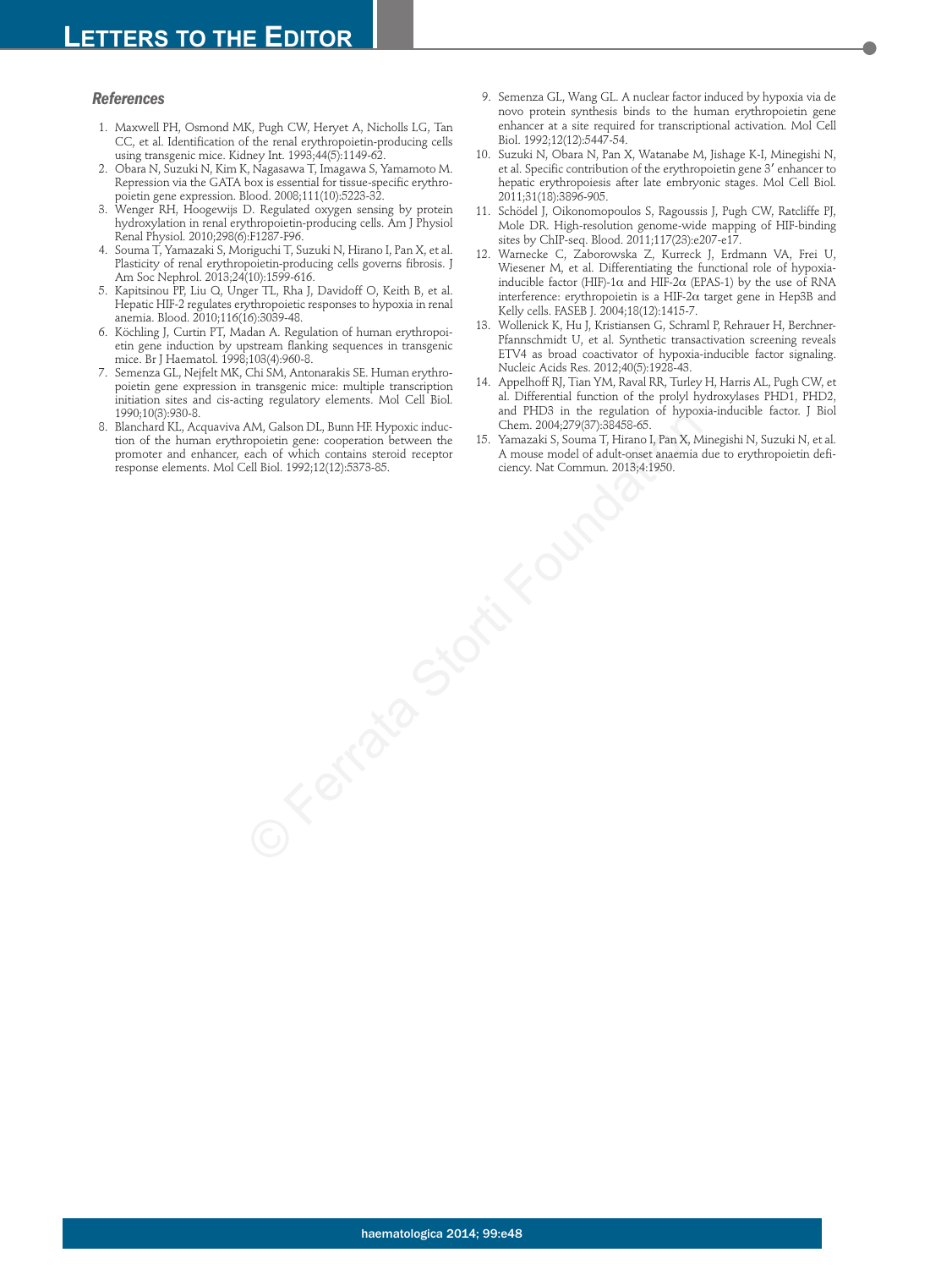### References

1. Maxwell PH, Osmond MK, Pugh CW, Heryet A, Nicholls LG, Tan CC, et al. Identification of the renal erythropoietin-producing cells using transgenic mice. Kidney Int. 1993;44(5):1149-62.
2. Obara N, Suzuki N, Kim K, Nagasawa T, Imagawa S, Yamamoto M. Repression via the GATA box is essential for tissue-specific erythropoietin gene expression. Blood. 2008;111(10):5223-32.
3. Wenger RH, Hoogewijs D. Regulated oxygen sensing by protein hydroxylation in renal erythropoietin-producing cells. Am J Physiol Renal Physiol. 2010;298(6):F1287-F96.
4. Souma T, Yamazaki S, Moriguchi T, Suzuki N, Hirano I, Pan X, et al. Plasticity of renal erythropoietin-producing cells governs fibrosis. J Am Soc Nephrol. 2013;24(10):1599-616.
5. Kapitsinou PP, Liu Q, Unger TL, Rha J, Davidoff O, Keith B, et al. Hepatic HIF-2 regulates erythropoietic responses to hypoxia in renal anemia. Blood. 2010;116(16):3039-48.
6. Köchling J, Curtin PT, Madan A. Regulation of human erythropoietin gene induction by upstream flanking sequences in transgenic mice. Br J Haematol. 1998;103(4):960-8.
7. Semenza GL, Nejfelt MK, Chi SM, Antonarakis SE. Human erythropoietin gene expression in transgenic mice: multiple transcription initiation sites and cis-acting regulatory elements. Mol Cell Biol. 1990;10(3):930-8.
8. Blanchard KL, Acquaviva AM, Galson DL, Bunn HF. Hypoxic induction of the human erythropoietin gene: cooperation between the promoter and enhancer, each of which contains steroid receptor response elements. Mol Cell Biol. 1992;12(12):5373-85.
9. Semenza GL, Wang GL. A nuclear factor induced by hypoxia via de novo protein synthesis binds to the human erythropoietin gene enhancer at a site required for transcriptional activation. Mol Cell Biol. 1992;12(12):5447-54.
10. Suzuki N, Obara N, Pan X, Watanabe M, Jishage K-I, Minegishi N, et al. Specific contribution of the erythropoietin gene 3′ enhancer to hepatic erythropoiesis after late embryonic stages. Mol Cell Biol. 2011;31(18):3896-905.
11. Schödel J, Oikonomopoulos S, Ragoussis J, Pugh CW, Ratcliffe PJ, Mole DR. High-resolution genome-wide mapping of HIF-binding sites by ChIP-seq. Blood. 2011;117(23):e207-e17.
12. Warnecke C, Zaborowska Z, Kurreck J, Erdmann VA, Frei U, Wiesener M, et al. Differentiating the functional role of hypoxia-inducible factor (HIF)-1α and HIF-2α (EPAS-1) by the use of RNA interference: erythropoietin is a HIF-2α target gene in Hep3B and Kelly cells. FASEB J. 2004;18(12):1415-7.
13. Wollenick K, Hu J, Kristiansen G, Schraml P, Rehrauer H, Berchner-Pfannschmidt U, et al. Synthetic transactivation screening reveals ETV4 as broad coactivator of hypoxia-inducible factor signaling. Nucleic Acids Res. 2012;40(5):1928-43.
14. Appelhoff RJ, Tian YM, Raval RR, Turley H, Harris AL, Pugh CW, et al. Differential function of the prolyl hydroxylases PHD1, PHD2, and PHD3 in the regulation of hypoxia-inducible factor. J Biol Chem. 2004;279(37):38458-65.
15. Yamazaki S, Souma T, Hirano I, Pan X, Minegishi N, Suzuki N, et al. A mouse model of adult-onset anaemia due to erythropoietin deficiency. Nat Commun. 2013;4:1950.